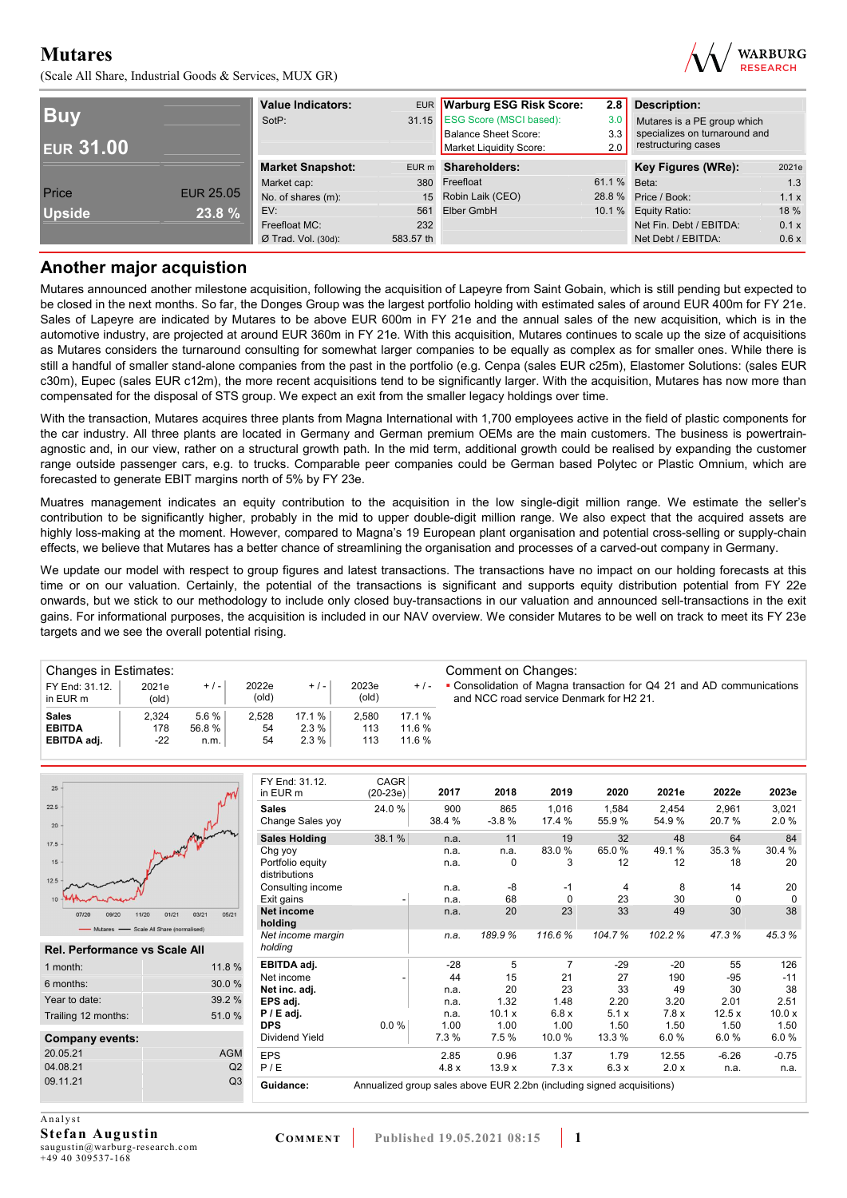# Mutares

(Scale All Share, Industrial Goods & Services, MUX GR)

| | |
|---|---|
| **Buy** | |
| **EUR 31.00** | |
| Price | EUR 25.05 |
| **Upside** | **23.8 %** |

| **Value Indicators:** | EUR |
|---|---|
| SotP: | 31.15 |

| **Warburg ESG Risk Score:** | **2.8** |
|---|---|
| ESG Score (MSCI based): | 3.0 |
| Balance Sheet Score: | 3.3 |
| Market Liquidity Score: | 2.0 |

**Description:**
Mutares is a PE group which specializes on turnaround and restructuring cases

| **Market Snapshot:** | EUR m |
|---|---|
| Market cap: | 380 |
| No. of shares (m): | 15 |
| EV: | 561 |
| Freefloat MC: | 232 |
| Ø Trad. Vol. (30d): | 583.57 th |

| **Shareholders:** | |
|---|---|
| Freefloat | 61.1 % |
| Robin Laik (CEO) | 28.8 % |
| Elber GmbH | 10.1 % |

| **Key Figures (WRe):** | 2021e |
|---|---|
| Beta: | 1.3 |
| Price / Book: | 1.1 x |
| Equity Ratio: | 18 % |
| Net Fin. Debt / EBITDA: | 0.1 x |
| Net Debt / EBITDA: | 0.6 x |

## Another major acquistion

Mutares announced another milestone acquisition, following the acquisition of Lapeyre from Saint Gobain, which is still pending but expected to be closed in the next months. So far, the Donges Group was the largest portfolio holding with estimated sales of around EUR 400m for FY 21e. Sales of Lapeyre are indicated by Mutares to be above EUR 600m in FY 21e and the annual sales of the new acquisition, which is in the automotive industry, are projected at around EUR 360m in FY 21e. With this acquisition, Mutares continues to scale up the size of acquisitions as Mutares considers the turnaround consulting for somewhat larger companies to be equally as complex as for smaller ones. While there is still a handful of smaller stand-alone companies from the past in the portfolio (e.g. Cenpa (sales EUR c25m), Elastomer Solutions: (sales EUR c30m), Eupec (sales EUR c12m), the more recent acquisitions tend to be significantly larger. With the acquisition, Mutares has now more than compensated for the disposal of STS group. We expect an exit from the smaller legacy holdings over time.

With the transaction, Mutares acquires three plants from Magna International with 1,700 employees active in the field of plastic components for the car industry. All three plants are located in Germany and German premium OEMs are the main customers. The business is powertrain-agnostic and, in our view, rather on a structural growth path. In the mid term, additional growth could be realised by expanding the customer range outside passenger cars, e.g. to trucks. Comparable peer companies could be German based Polytec or Plastic Omnium, which are forecasted to generate EBIT margins north of 5% by FY 23e.

Muatres management indicates an equity contribution to the acquisition in the low single-digit million range. We estimate the seller's contribution to be significantly higher, probably in the mid to upper double-digit million range. We also expect that the acquired assets are highly loss-making at the moment. However, compared to Magna's 19 European plant organisation and potential cross-selling or supply-chain effects, we believe that Mutares has a better chance of streamlining the organisation and processes of a carved-out company in Germany.

We update our model with respect to group figures and latest transactions. The transactions have no impact on our holding forecasts at this time or on our valuation. Certainly, the potential of the transactions is significant and supports equity distribution potential from FY 22e onwards, but we stick to our methodology to include only closed buy-transactions in our valuation and announced sell-transactions in the exit gains. For informational purposes, the acquisition is included in our NAV overview. We consider Mutares to be well on track to meet its FY 23e targets and we see the overall potential rising.

**Changes in Estimates:**

| FY End: 31.12. in EUR m | 2021e (old) | + / - | 2022e (old) | + / - | 2023e (old) | + / - |
|---|---|---|---|---|---|---|
| **Sales** | 2,324 | 5.6 % | 2,528 | 17.1 % | 2,580 | 17.1 % |
| **EBITDA** | 178 | 56.8 % | 54 | 2.3 % | 113 | 11.6 % |
| **EBITDA adj.** | -22 | n.m. | 54 | 2.3 % | 113 | 11.6 % |

**Comment on Changes:**

- Consolidation of Magna transaction for Q4 21 and AD communications and NCC road service Denmark for H2 21.

**Rel. Performance vs Scale All**

| | |
|---|---|
| 1 month: | 11.8 % |
| 6 months: | 30.0 % |
| Year to date: | 39.2 % |
| Trailing 12 months: | 51.0 % |

**Company events:**

| | |
|---|---|
| 20.05.21 | AGM |
| 04.08.21 | Q2 |
| 09.11.21 | Q3 |

| FY End: 31.12. in EUR m | CAGR (20-23e) | 2017 | 2018 | 2019 | 2020 | 2021e | 2022e | 2023e |
|---|---|---|---|---|---|---|---|---|
| **Sales** | 24.0 % | 900 | 865 | 1,016 | 1,584 | 2,454 | 2,961 | 3,021 |
| Change Sales yoy | | 38.4 % | -3.8 % | 17.4 % | 55.9 % | 54.9 % | 20.7 % | 2.0 % |
| **Sales Holding** | 38.1 % | n.a. | 11 | 19 | 32 | 48 | 64 | 84 |
| Chg yoy | | n.a. | n.a. | 83.0 % | 65.0 % | 49.1 % | 35.3 % | 30.4 % |
| Portfolio equity distributions | | n.a. | 0 | 3 | 12 | 12 | 18 | 20 |
| Consulting income | | n.a. | -8 | -1 | 4 | 8 | 14 | 20 |
| Exit gains | - | n.a. | 68 | 0 | 23 | 30 | 0 | 0 |
| **Net income holding** | | n.a. | 20 | 23 | 33 | 49 | 30 | 38 |
| *Net income margin holding* | | *n.a.* | *189.9 %* | *116.6 %* | *104.7 %* | *102.2 %* | *47.3 %* | *45.3 %* |
| **EBITDA adj.** | | -28 | 5 | 7 | -29 | -20 | 55 | 126 |
| Net income | - | 44 | 15 | 21 | 27 | 190 | -95 | -11 |
| **Net inc. adj.** | | n.a. | 20 | 23 | 33 | 49 | 30 | 38 |
| **EPS adj.** | | n.a. | 1.32 | 1.48 | 2.20 | 3.20 | 2.01 | 2.51 |
| **P / E adj.** | | n.a. | 10.1 x | 6.8 x | 5.1 x | 7.8 x | 12.5 x | 10.0 x |
| **DPS** | 0.0 % | 1.00 | 1.00 | 1.00 | 1.50 | 1.50 | 1.50 | 1.50 |
| Dividend Yield | | 7.3 % | 7.5 % | 10.0 % | 13.3 % | 6.0 % | 6.0 % | 6.0 % |
| EPS | | 2.85 | 0.96 | 1.37 | 1.79 | 12.55 | -6.26 | -0.75 |
| P / E | | 4.8 x | 13.9 x | 7.3 x | 6.3 x | 2.0 x | n.a. | n.a. |

**Guidance:** Annualized group sales above EUR 2.2bn (including signed acquisitions)

Analyst
**Stefan Augustin**
saugustin@warburg-research.com
+49 40 309537-168

**COMMENT** Published 19.05.2021 08:15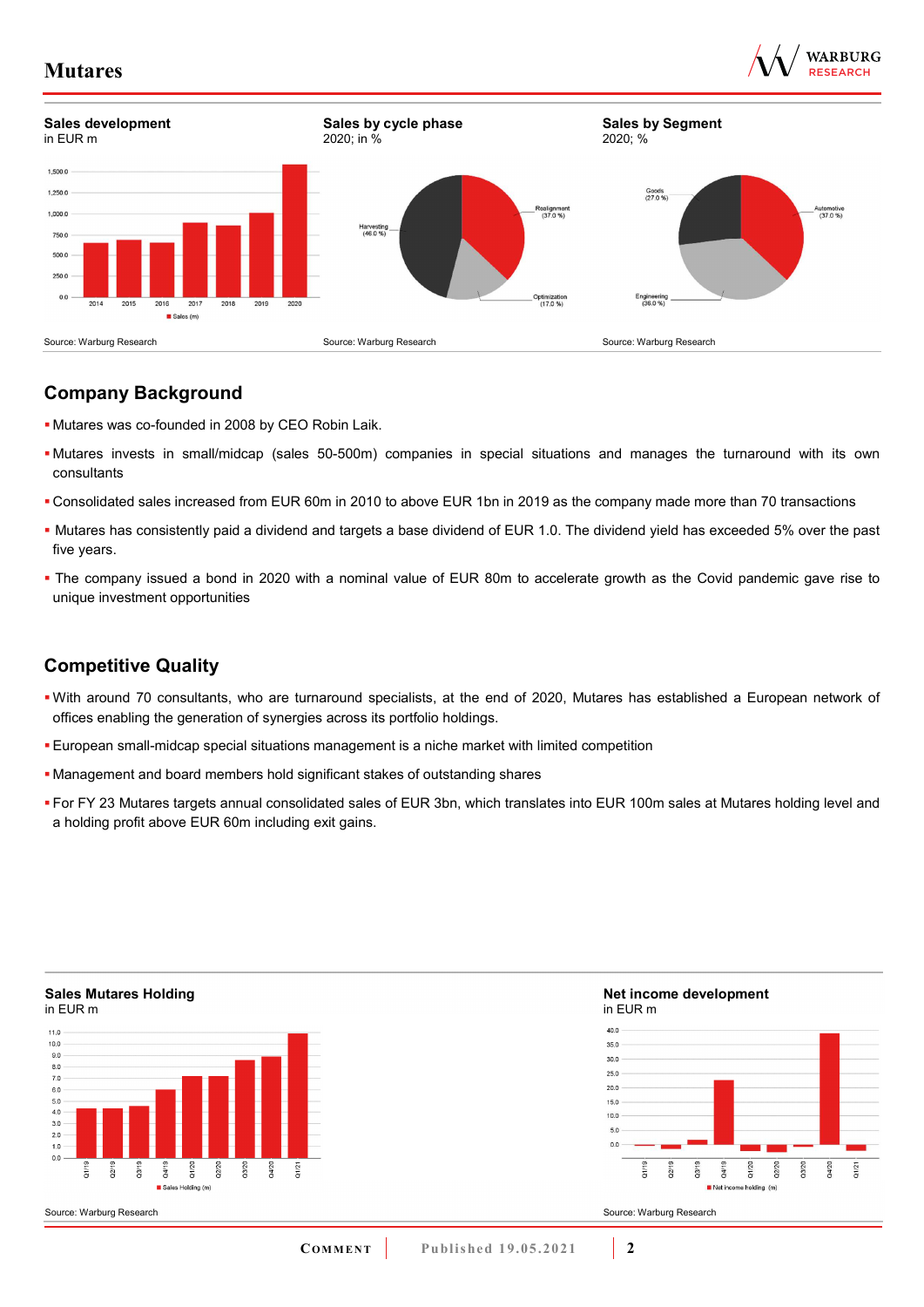**Sales development**
in EUR m

Source: Warburg Research

**Sales by cycle phase**
2020; in %

Source: Warburg Research

**Sales by Segment**
2020; %

Source: Warburg Research

## Company Background

- Mutares was co-founded in 2008 by CEO Robin Laik.
- Mutares invests in small/midcap (sales 50-500m) companies in special situations and manages the turnaround with its own consultants
- Consolidated sales increased from EUR 60m in 2010 to above EUR 1bn in 2019 as the company made more than 70 transactions
- Mutares has consistently paid a dividend and targets a base dividend of EUR 1.0. The dividend yield has exceeded 5% over the past five years.
- The company issued a bond in 2020 with a nominal value of EUR 80m to accelerate growth as the Covid pandemic gave rise to unique investment opportunities

## Competitive Quality

- With around 70 consultants, who are turnaround specialists, at the end of 2020, Mutares has established a European network of offices enabling the generation of synergies across its portfolio holdings.
- European small-midcap special situations management is a niche market with limited competition
- Management and board members hold significant stakes of outstanding shares
- For FY 23 Mutares targets annual consolidated sales of EUR 3bn, which translates into EUR 100m sales at Mutares holding level and a holding profit above EUR 60m including exit gains.

**Sales Mutares Holding**
in EUR m

Source: Warburg Research

**Net income development**
in EUR m

Source: Warburg Research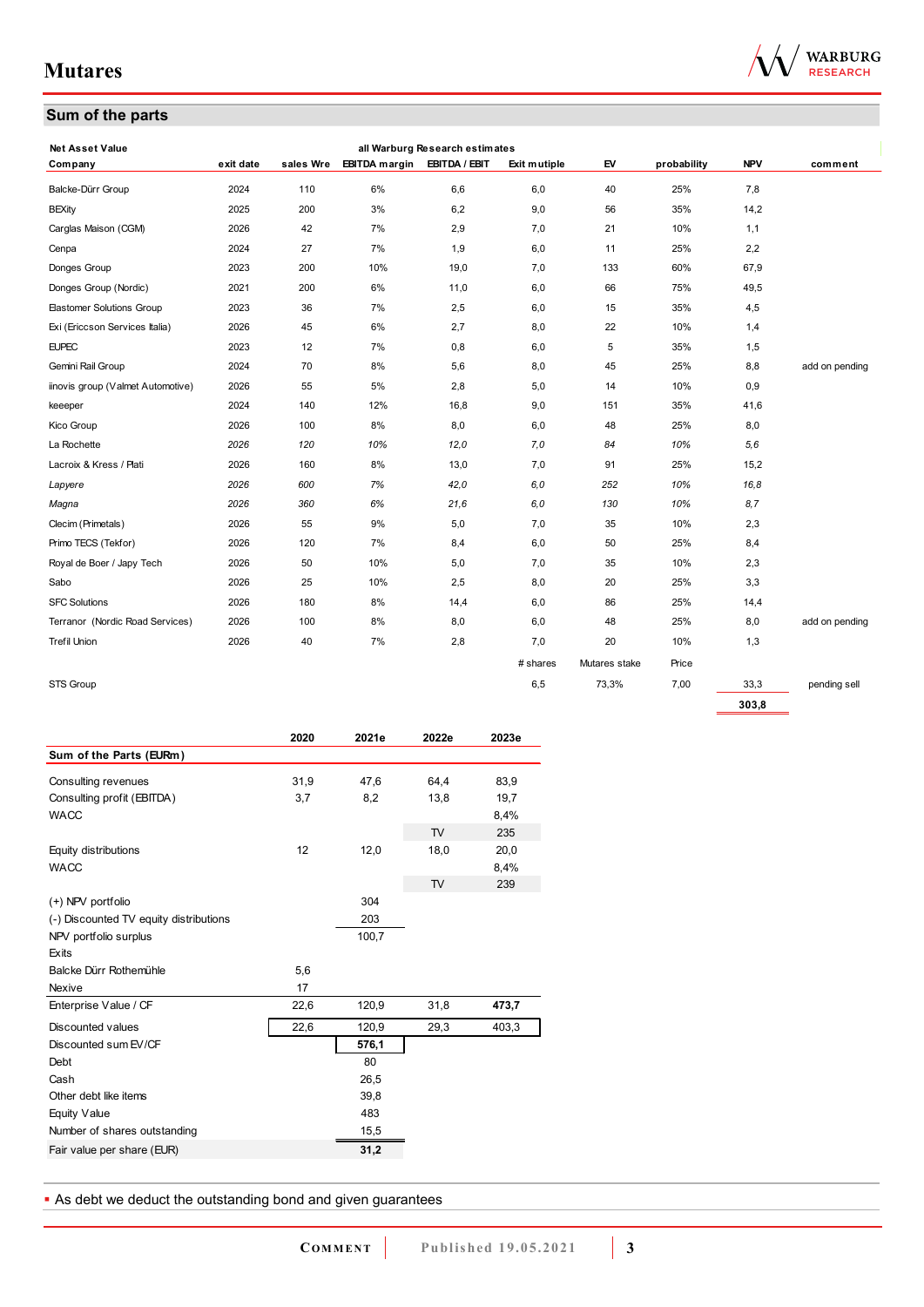## Sum of the parts

| Net Asset Value | | all Warburg Research estimates | | | | | | | | |
|---|---|---|---|---|---|---|---|---|---|---|
| Company | exit date | sales Wre | EBITDA margin | EBITDA / EBIT | Exit mutiple | EV | probability | NPV | comment |
| Balcke-Dürr Group | 2024 | 110 | 6% | 6,6 | 6,0 | 40 | 25% | 7,8 | |
| BExity | 2025 | 200 | 3% | 6,2 | 9,0 | 56 | 35% | 14,2 | |
| Carglas Maison (CGM) | 2026 | 42 | 7% | 2,9 | 7,0 | 21 | 10% | 1,1 | |
| Cenpa | 2024 | 27 | 7% | 1,9 | 6,0 | 11 | 25% | 2,2 | |
| Donges Group | 2023 | 200 | 10% | 19,0 | 7,0 | 133 | 60% | 67,9 | |
| Donges Group (Nordic) | 2021 | 200 | 6% | 11,0 | 6,0 | 66 | 75% | 49,5 | |
| Elastomer Solutions Group | 2023 | 36 | 7% | 2,5 | 6,0 | 15 | 35% | 4,5 | |
| Exi (Ericcson Services Italia) | 2026 | 45 | 6% | 2,7 | 8,0 | 22 | 10% | 1,4 | |
| EUPEC | 2023 | 12 | 7% | 0,8 | 6,0 | 5 | 35% | 1,5 | |
| Gemini Rail Group | 2024 | 70 | 8% | 5,6 | 8,0 | 45 | 25% | 8,8 | add on pending |
| iinovis group (Valmet Automotive) | 2026 | 55 | 5% | 2,8 | 5,0 | 14 | 10% | 0,9 | |
| keeeper | 2024 | 140 | 12% | 16,8 | 9,0 | 151 | 35% | 41,6 | |
| Kico Group | 2026 | 100 | 8% | 8,0 | 6,0 | 48 | 25% | 8,0 | |
| La Rochette | *2026* | *120* | *10%* | *12,0* | *7,0* | *84* | *10%* | *5,6* | |
| Lacroix & Kress / Plati | 2026 | 160 | 8% | 13,0 | 7,0 | 91 | 25% | 15,2 | |
| *Lapyere* | *2026* | *600* | *7%* | *42,0* | *6,0* | *252* | *10%* | *16,8* | |
| *Magna* | *2026* | *360* | *6%* | *21,6* | *6,0* | *130* | *10%* | *8,7* | |
| Clecim (Primetals) | 2026 | 55 | 9% | 5,0 | 7,0 | 35 | 10% | 2,3 | |
| Primo TECS (Tekfor) | 2026 | 120 | 7% | 8,4 | 6,0 | 50 | 25% | 8,4 | |
| Royal de Boer / Japy Tech | 2026 | 50 | 10% | 5,0 | 7,0 | 35 | 10% | 2,3 | |
| Sabo | 2026 | 25 | 10% | 2,5 | 8,0 | 20 | 25% | 3,3 | |
| SFC Solutions | 2026 | 180 | 8% | 14,4 | 6,0 | 86 | 25% | 14,4 | |
| Terranor (Nordic Road Services) | 2026 | 100 | 8% | 8,0 | 6,0 | 48 | 25% | 8,0 | add on pending |
| Trefil Union | 2026 | 40 | 7% | 2,8 | 7,0 | 20 | 10% | 1,3 | |
| | | | | | # shares | Mutares stake | Price | | |
| STS Group | | | | | 6,5 | 73,3% | 7,00 | 33,3 | pending sell |
| | | | | | | | | **303,8** | |

| Sum of the Parts (EURm) | 2020 | 2021e | 2022e | 2023e |
|---|---|---|---|---|
| Consulting revenues | 31,9 | 47,6 | 64,4 | 83,9 |
| Consulting profit (EBITDA) | 3,7 | 8,2 | 13,8 | 19,7 |
| WACC | | | | 8,4% |
| | | | TV | 235 |
| Equity distributions | 12 | 12,0 | 18,0 | 20,0 |
| WACC | | | | 8,4% |
| | | | TV | 239 |
| (+) NPV portfolio | | 304 | | |
| (-) Discounted TV equity distributions | | 203 | | |
| NPV portfolio surplus | | 100,7 | | |
| Exits | | | | |
| Balcke Dürr Rothemühle | 5,6 | | | |
| Nexive | 17 | | | |
| Enterprise Value / CF | 22,6 | 120,9 | 31,8 | **473,7** |
| Discounted values | 22,6 | 120,9 | 29,3 | 403,3 |
| Discounted sum EV/CF | | **576,1** | | |
| Debt | | 80 | | |
| Cash | | 26,5 | | |
| Other debt like items | | 39,8 | | |
| Equity Value | | 483 | | |
| Number of shares outstanding | | 15,5 | | |
| Fair value per share (EUR) | | **31,2** | | |

- As debt we deduct the outstanding bond and given guarantees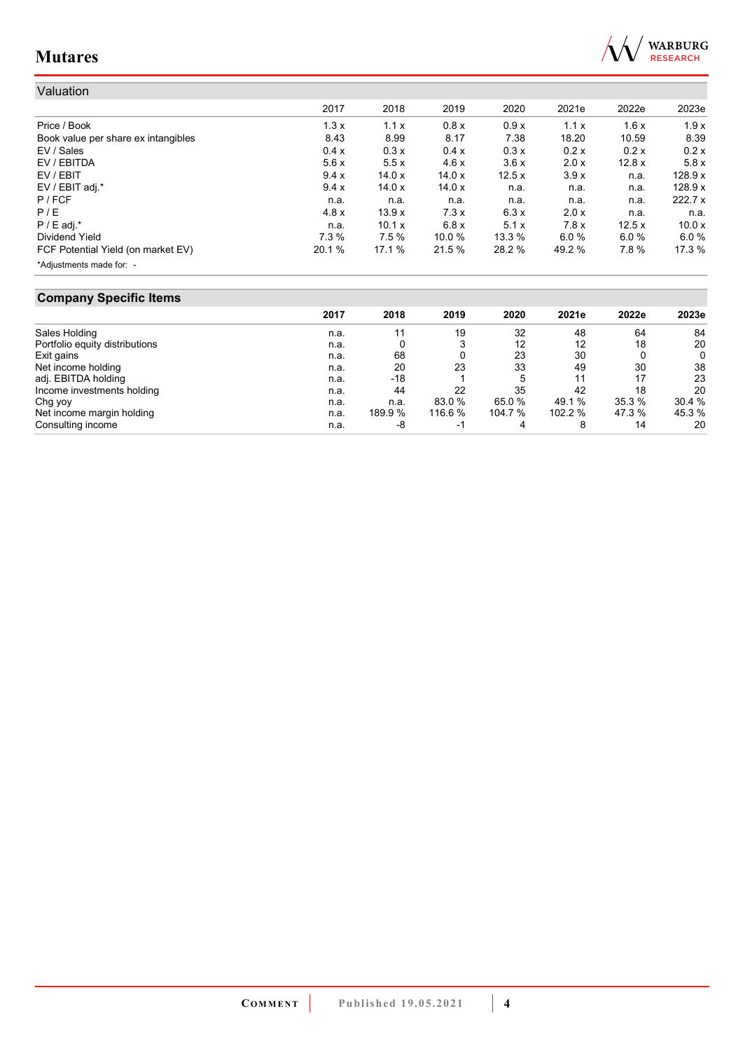## Valuation

| | 2017 | 2018 | 2019 | 2020 | 2021e | 2022e | 2023e |
|---|---|---|---|---|---|---|---|
| Price / Book | 1.3 x | 1.1 x | 0.8 x | 0.9 x | 1.1 x | 1.6 x | 1.9 x |
| Book value per share ex intangibles | 8.43 | 8.99 | 8.17 | 7.38 | 18.20 | 10.59 | 8.39 |
| EV / Sales | 0.4 x | 0.3 x | 0.4 x | 0.3 x | 0.2 x | 0.2 x | 0.2 x |
| EV / EBITDA | 5.6 x | 5.5 x | 4.6 x | 3.6 x | 2.0 x | 12.8 x | 5.8 x |
| EV / EBIT | 9.4 x | 14.0 x | 14.0 x | 12.5 x | 3.9 x | n.a. | 128.9 x |
| EV / EBIT adj.* | 9.4 x | 14.0 x | 14.0 x | n.a. | n.a. | n.a. | 128.9 x |
| P / FCF | n.a. | n.a. | n.a. | n.a. | n.a. | n.a. | 222.7 x |
| P / E | 4.8 x | 13.9 x | 7.3 x | 6.3 x | 2.0 x | n.a. | n.a. |
| P / E adj.* | n.a. | 10.1 x | 6.8 x | 5.1 x | 7.8 x | 12.5 x | 10.0 x |
| Dividend Yield | 7.3 % | 7.5 % | 10.0 % | 13.3 % | 6.0 % | 6.0 % | 6.0 % |
| FCF Potential Yield (on market EV) | 20.1 % | 17.1 % | 21.5 % | 28.2 % | 49.2 % | 7.8 % | 17.3 % |

*Adjustments made for: -

## Company Specific Items

| | 2017 | 2018 | 2019 | 2020 | 2021e | 2022e | 2023e |
|---|---|---|---|---|---|---|---|
| Sales Holding | n.a. | 11 | 19 | 32 | 48 | 64 | 84 |
| Portfolio equity distributions | n.a. | 0 | 3 | 12 | 12 | 18 | 20 |
| Exit gains | n.a. | 68 | 0 | 23 | 30 | 0 | 0 |
| Net income holding | n.a. | 20 | 23 | 33 | 49 | 30 | 38 |
| adj. EBITDA holding | n.a. | -18 | 1 | 5 | 11 | 17 | 23 |
| Income investments holding | n.a. | 44 | 22 | 35 | 42 | 18 | 20 |
| Chg yoy | n.a. | n.a. | 83.0 % | 65.0 % | 49.1 % | 35.3 % | 30.4 % |
| Net income margin holding | n.a. | 189.9 % | 116.6 % | 104.7 % | 102.2 % | 47.3 % | 45.3 % |
| Consulting income | n.a. | -8 | -1 | 4 | 8 | 14 | 20 |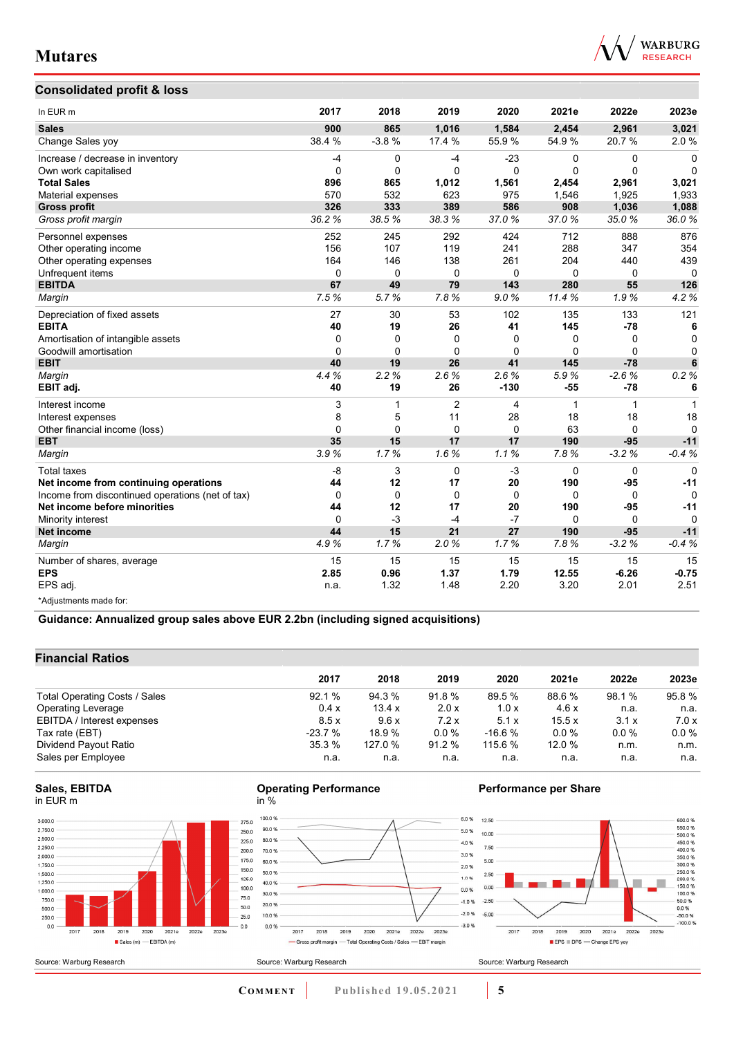## Consolidated profit & loss

| In EUR m | 2017 | 2018 | 2019 | 2020 | 2021e | 2022e | 2023e |
|---|---|---|---|---|---|---|---|
| **Sales** | **900** | **865** | **1,016** | **1,584** | **2,454** | **2,961** | **3,021** |
| Change Sales yoy | 38.4 % | -3.8 % | 17.4 % | 55.9 % | 54.9 % | 20.7 % | 2.0 % |
| Increase / decrease in inventory | -4 | 0 | -4 | -23 | 0 | 0 | 0 |
| Own work capitalised | 0 | 0 | 0 | 0 | 0 | 0 | 0 |
| **Total Sales** | **896** | **865** | **1,012** | **1,561** | **2,454** | **2,961** | **3,021** |
| Material expenses | 570 | 532 | 623 | 975 | 1,546 | 1,925 | 1,933 |
| **Gross profit** | **326** | **333** | **389** | **586** | **908** | **1,036** | **1,088** |
| *Gross profit margin* | *36.2 %* | *38.5 %* | *38.3 %* | *37.0 %* | *37.0 %* | *35.0 %* | *36.0 %* |
| Personnel expenses | 252 | 245 | 292 | 424 | 712 | 888 | 876 |
| Other operating income | 156 | 107 | 119 | 241 | 288 | 347 | 354 |
| Other operating expenses | 164 | 146 | 138 | 261 | 204 | 440 | 439 |
| Unfrequent items | 0 | 0 | 0 | 0 | 0 | 0 | 0 |
| **EBITDA** | **67** | **49** | **79** | **143** | **280** | **55** | **126** |
| *Margin* | *7.5 %* | *5.7 %* | *7.8 %* | *9.0 %* | *11.4 %* | *1.9 %* | *4.2 %* |
| Depreciation of fixed assets | 27 | 30 | 53 | 102 | 135 | 133 | 121 |
| **EBITA** | **40** | **19** | **26** | **41** | **145** | **-78** | **6** |
| Amortisation of intangible assets | 0 | 0 | 0 | 0 | 0 | 0 | 0 |
| Goodwill amortisation | 0 | 0 | 0 | 0 | 0 | 0 | 0 |
| **EBIT** | **40** | **19** | **26** | **41** | **145** | **-78** | **6** |
| *Margin* | *4.4 %* | *2.2 %* | *2.6 %* | *2.6 %* | *5.9 %* | *-2.6 %* | *0.2 %* |
| **EBIT adj.** | **40** | **19** | **26** | **-130** | **-55** | **-78** | **6** |
| Interest income | 3 | 1 | 2 | 4 | 1 | 1 | 1 |
| Interest expenses | 8 | 5 | 11 | 28 | 18 | 18 | 18 |
| Other financial income (loss) | 0 | 0 | 0 | 0 | 63 | 0 | 0 |
| **EBT** | **35** | **15** | **17** | **17** | **190** | **-95** | **-11** |
| *Margin* | *3.9 %* | *1.7 %* | *1.6 %* | *1.1 %* | *7.8 %* | *-3.2 %* | *-0.4 %* |
| Total taxes | -8 | 3 | 0 | -3 | 0 | 0 | 0 |
| **Net income from continuing operations** | **44** | **12** | **17** | **20** | **190** | **-95** | **-11** |
| Income from discontinued operations (net of tax) | 0 | 0 | 0 | 0 | 0 | 0 | 0 |
| **Net income before minorities** | **44** | **12** | **17** | **20** | **190** | **-95** | **-11** |
| Minority interest | 0 | -3 | -4 | -7 | 0 | 0 | 0 |
| **Net income** | **44** | **15** | **21** | **27** | **190** | **-95** | **-11** |
| *Margin* | *4.9 %* | *1.7 %* | *2.0 %* | *1.7 %* | *7.8 %* | *-3.2 %* | *-0.4 %* |
| Number of shares, average | 15 | 15 | 15 | 15 | 15 | 15 | 15 |
| **EPS** | **2.85** | **0.96** | **1.37** | **1.79** | **12.55** | **-6.26** | **-0.75** |
| EPS adj. | n.a. | 1.32 | 1.48 | 2.20 | 3.20 | 2.01 | 2.51 |

*Adjustments made for:

**Guidance: Annualized group sales above EUR 2.2bn (including signed acquisitions)**

## Financial Ratios

| | 2017 | 2018 | 2019 | 2020 | 2021e | 2022e | 2023e |
|---|---|---|---|---|---|---|---|
| Total Operating Costs / Sales | 92.1 % | 94.3 % | 91.8 % | 89.5 % | 88.6 % | 98.1 % | 95.8 % |
| Operating Leverage | 0.4 x | 13.4 x | 2.0 x | 1.0 x | 4.6 x | n.a. | n.a. |
| EBITDA / Interest expenses | 8.5 x | 9.6 x | 7.2 x | 5.1 x | 15.5 x | 3.1 x | 7.0 x |
| Tax rate (EBT) | -23.7 % | 18.9 % | 0.0 % | -16.6 % | 0.0 % | 0.0 % | 0.0 % |
| Dividend Payout Ratio | 35.3 % | 127.0 % | 91.2 % | 115.6 % | 12.0 % | n.m. | n.m. |
| Sales per Employee | n.a. | n.a. | n.a. | n.a. | n.a. | n.a. | n.a. |

**Sales, EBITDA**
in EUR m

Source: Warburg Research

**Operating Performance**
in %

Source: Warburg Research

**Performance per Share**

Source: Warburg Research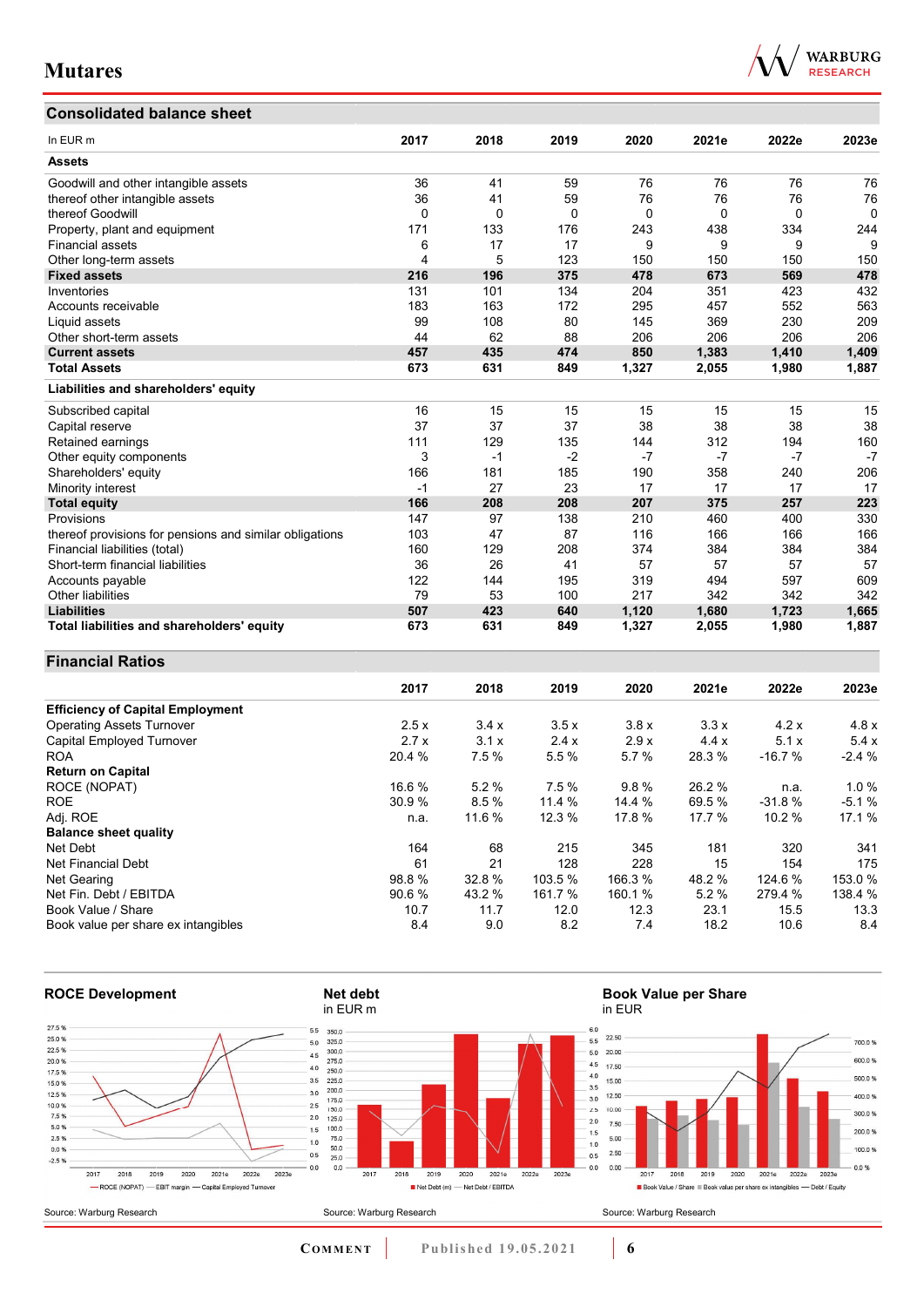## Consolidated balance sheet

| In EUR m | 2017 | 2018 | 2019 | 2020 | 2021e | 2022e | 2023e |
|---|---|---|---|---|---|---|---|
| **Assets** | | | | | | | |
| Goodwill and other intangible assets | 36 | 41 | 59 | 76 | 76 | 76 | 76 |
| thereof other intangible assets | 36 | 41 | 59 | 76 | 76 | 76 | 76 |
| thereof Goodwill | 0 | 0 | 0 | 0 | 0 | 0 | 0 |
| Property, plant and equipment | 171 | 133 | 176 | 243 | 438 | 334 | 244 |
| Financial assets | 6 | 17 | 17 | 9 | 9 | 9 | 9 |
| Other long-term assets | 4 | 5 | 123 | 150 | 150 | 150 | 150 |
| **Fixed assets** | **216** | **196** | **375** | **478** | **673** | **569** | **478** |
| Inventories | 131 | 101 | 134 | 204 | 351 | 423 | 432 |
| Accounts receivable | 183 | 163 | 172 | 295 | 457 | 552 | 563 |
| Liquid assets | 99 | 108 | 80 | 145 | 369 | 230 | 209 |
| Other short-term assets | 44 | 62 | 88 | 206 | 206 | 206 | 206 |
| **Current assets** | **457** | **435** | **474** | **850** | **1,383** | **1,410** | **1,409** |
| **Total Assets** | **673** | **631** | **849** | **1,327** | **2,055** | **1,980** | **1,887** |
| **Liabilities and shareholders' equity** | | | | | | | |
| Subscribed capital | 16 | 15 | 15 | 15 | 15 | 15 | 15 |
| Capital reserve | 37 | 37 | 37 | 38 | 38 | 38 | 38 |
| Retained earnings | 111 | 129 | 135 | 144 | 312 | 194 | 160 |
| Other equity components | 3 | -1 | -2 | -7 | -7 | -7 | -7 |
| Shareholders' equity | 166 | 181 | 185 | 190 | 358 | 240 | 206 |
| Minority interest | -1 | 27 | 23 | 17 | 17 | 17 | 17 |
| **Total equity** | **166** | **208** | **208** | **207** | **375** | **257** | **223** |
| Provisions | 147 | 97 | 138 | 210 | 460 | 400 | 330 |
| thereof provisions for pensions and similar obligations | 103 | 47 | 87 | 116 | 166 | 166 | 166 |
| Financial liabilities (total) | 160 | 129 | 208 | 374 | 384 | 384 | 384 |
| Short-term financial liabilities | 36 | 26 | 41 | 57 | 57 | 57 | 57 |
| Accounts payable | 122 | 144 | 195 | 319 | 494 | 597 | 609 |
| Other liabilities | 79 | 53 | 100 | 217 | 342 | 342 | 342 |
| **Liabilities** | **507** | **423** | **640** | **1,120** | **1,680** | **1,723** | **1,665** |
| **Total liabilities and shareholders' equity** | **673** | **631** | **849** | **1,327** | **2,055** | **1,980** | **1,887** |

## Financial Ratios

| | 2017 | 2018 | 2019 | 2020 | 2021e | 2022e | 2023e |
|---|---|---|---|---|---|---|---|
| **Efficiency of Capital Employment** | | | | | | | |
| Operating Assets Turnover | 2.5 x | 3.4 x | 3.5 x | 3.8 x | 3.3 x | 4.2 x | 4.8 x |
| Capital Employed Turnover | 2.7 x | 3.1 x | 2.4 x | 2.9 x | 4.4 x | 5.1 x | 5.4 x |
| ROA | 20.4 % | 7.5 % | 5.5 % | 5.7 % | 28.3 % | -16.7 % | -2.4 % |
| **Return on Capital** | | | | | | | |
| ROCE (NOPAT) | 16.6 % | 5.2 % | 7.5 % | 9.8 % | 26.2 % | n.a. | 1.0 % |
| ROE | 30.9 % | 8.5 % | 11.4 % | 14.4 % | 69.5 % | -31.8 % | -5.1 % |
| Adj. ROE | n.a. | 11.6 % | 12.3 % | 17.8 % | 17.7 % | 10.2 % | 17.1 % |
| **Balance sheet quality** | | | | | | | |
| Net Debt | 164 | 68 | 215 | 345 | 181 | 320 | 341 |
| Net Financial Debt | 61 | 21 | 128 | 228 | 15 | 154 | 175 |
| Net Gearing | 98.8 % | 32.8 % | 103.5 % | 166.3 % | 48.2 % | 124.6 % | 153.0 % |
| Net Fin. Debt / EBITDA | 90.6 % | 43.2 % | 161.7 % | 160.1 % | 5.2 % | 279.4 % | 138.4 % |
| Book Value / Share | 10.7 | 11.7 | 12.0 | 12.3 | 23.1 | 15.5 | 13.3 |
| Book value per share ex intangibles | 8.4 | 9.0 | 8.2 | 7.4 | 18.2 | 10.6 | 8.4 |

**ROCE Development**

Source: Warburg Research

**Net debt**
in EUR m

Source: Warburg Research

**Book Value per Share**
in EUR

Source: Warburg Research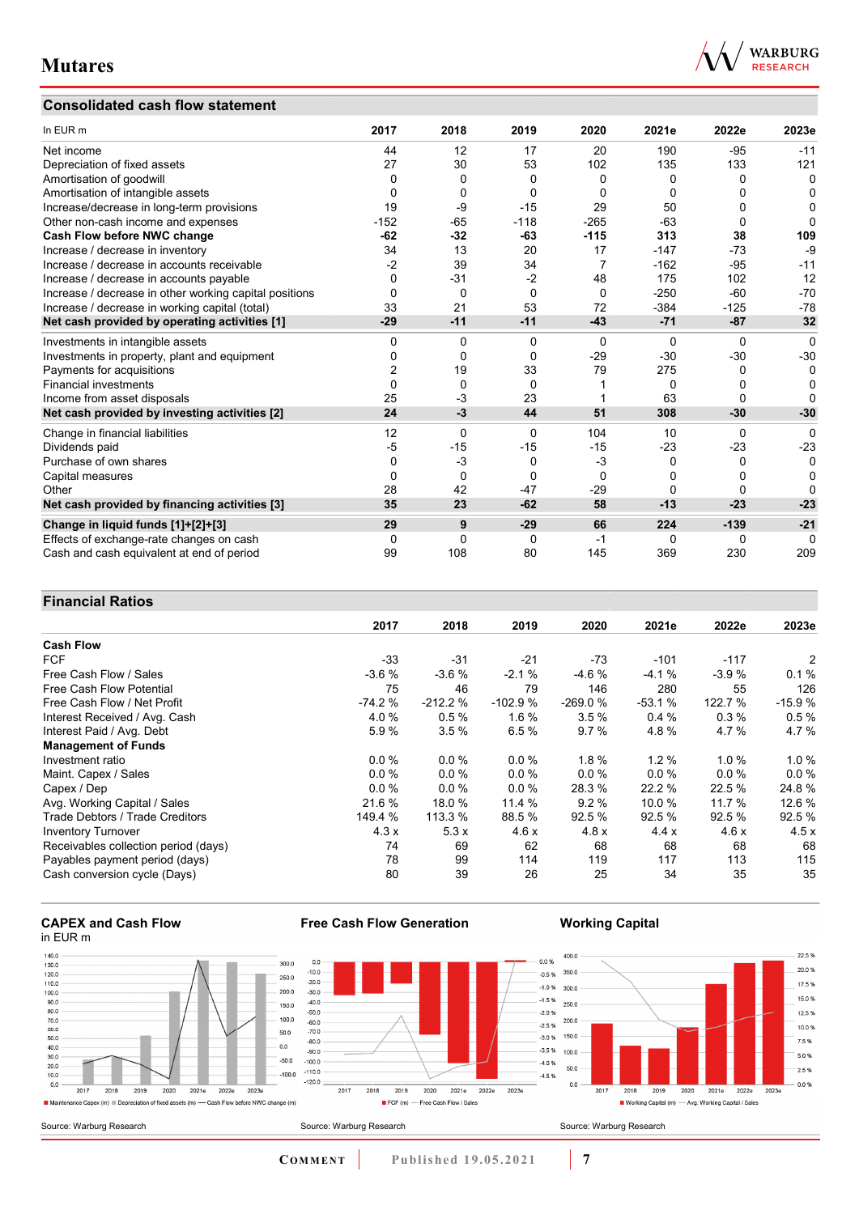## Consolidated cash flow statement

| In EUR m | 2017 | 2018 | 2019 | 2020 | 2021e | 2022e | 2023e |
|---|---|---|---|---|---|---|---|
| Net income | 44 | 12 | 17 | 20 | 190 | -95 | -11 |
| Depreciation of fixed assets | 27 | 30 | 53 | 102 | 135 | 133 | 121 |
| Amortisation of goodwill | 0 | 0 | 0 | 0 | 0 | 0 | 0 |
| Amortisation of intangible assets | 0 | 0 | 0 | 0 | 0 | 0 | 0 |
| Increase/decrease in long-term provisions | 19 | -9 | -15 | 29 | 50 | 0 | 0 |
| Other non-cash income and expenses | -152 | -65 | -118 | -265 | -63 | 0 | 0 |
| **Cash Flow before NWC change** | **-62** | **-32** | **-63** | **-115** | **313** | **38** | **109** |
| Increase / decrease in inventory | 34 | 13 | 20 | 17 | -147 | -73 | -9 |
| Increase / decrease in accounts receivable | -2 | 39 | 34 | 7 | -162 | -95 | -11 |
| Increase / decrease in accounts payable | 0 | -31 | -2 | 48 | 175 | 102 | 12 |
| Increase / decrease in other working capital positions | 0 | 0 | 0 | 0 | -250 | -60 | -70 |
| Increase / decrease in working capital (total) | 33 | 21 | 53 | 72 | -384 | -125 | -78 |
| **Net cash provided by operating activities [1]** | **-29** | **-11** | **-11** | **-43** | **-71** | **-87** | **32** |
| Investments in intangible assets | 0 | 0 | 0 | 0 | 0 | 0 | 0 |
| Investments in property, plant and equipment | 0 | 0 | 0 | -29 | -30 | -30 | -30 |
| Payments for acquisitions | 2 | 19 | 33 | 79 | 275 | 0 | 0 |
| Financial investments | 0 | 0 | 0 | 1 | 0 | 0 | 0 |
| Income from asset disposals | 25 | -3 | 23 | 1 | 63 | 0 | 0 |
| **Net cash provided by investing activities [2]** | **24** | **-3** | **44** | **51** | **308** | **-30** | **-30** |
| Change in financial liabilities | 12 | 0 | 0 | 104 | 10 | 0 | 0 |
| Dividends paid | -5 | -15 | -15 | -15 | -23 | -23 | -23 |
| Purchase of own shares | 0 | -3 | 0 | -3 | 0 | 0 | 0 |
| Capital measures | 0 | 0 | 0 | 0 | 0 | 0 | 0 |
| Other | 28 | 42 | -47 | -29 | 0 | 0 | 0 |
| **Net cash provided by financing activities [3]** | **35** | **23** | **-62** | **58** | **-13** | **-23** | **-23** |
| **Change in liquid funds [1]+[2]+[3]** | **29** | **9** | **-29** | **66** | **224** | **-139** | **-21** |
| Effects of exchange-rate changes on cash | 0 | 0 | 0 | -1 | 0 | 0 | 0 |
| Cash and cash equivalent at end of period | 99 | 108 | 80 | 145 | 369 | 230 | 209 |

## Financial Ratios

| | 2017 | 2018 | 2019 | 2020 | 2021e | 2022e | 2023e |
|---|---|---|---|---|---|---|---|
| **Cash Flow** | | | | | | | |
| FCF | -33 | -31 | -21 | -73 | -101 | -117 | 2 |
| Free Cash Flow / Sales | -3.6 % | -3.6 % | -2.1 % | -4.6 % | -4.1 % | -3.9 % | 0.1 % |
| Free Cash Flow Potential | 75 | 46 | 79 | 146 | 280 | 55 | 126 |
| Free Cash Flow / Net Profit | -74.2 % | -212.2 % | -102.9 % | -269.0 % | -53.1 % | 122.7 % | -15.9 % |
| Interest Received / Avg. Cash | 4.0 % | 0.5 % | 1.6 % | 3.5 % | 0.4 % | 0.3 % | 0.5 % |
| Interest Paid / Avg. Debt | 5.9 % | 3.5 % | 6.5 % | 9.7 % | 4.8 % | 4.7 % | 4.7 % |
| **Management of Funds** | | | | | | | |
| Investment ratio | 0.0 % | 0.0 % | 0.0 % | 1.8 % | 1.2 % | 1.0 % | 1.0 % |
| Maint. Capex / Sales | 0.0 % | 0.0 % | 0.0 % | 0.0 % | 0.0 % | 0.0 % | 0.0 % |
| Capex / Dep | 0.0 % | 0.0 % | 0.0 % | 28.3 % | 22.2 % | 22.5 % | 24.8 % |
| Avg. Working Capital / Sales | 21.6 % | 18.0 % | 11.4 % | 9.2 % | 10.0 % | 11.7 % | 12.6 % |
| Trade Debtors / Trade Creditors | 149.4 % | 113.3 % | 88.5 % | 92.5 % | 92.5 % | 92.5 % | 92.5 % |
| Inventory Turnover | 4.3 x | 5.3 x | 4.6 x | 4.8 x | 4.4 x | 4.6 x | 4.5 x |
| Receivables collection period (days) | 74 | 69 | 62 | 68 | 68 | 68 | 68 |
| Payables payment period (days) | 78 | 99 | 114 | 119 | 117 | 113 | 115 |
| Cash conversion cycle (Days) | 80 | 39 | 26 | 25 | 34 | 35 | 35 |

### CAPEX and Cash Flow

in EUR m

Maintenance Capex (m) / Depreciation of fixed assets (m) / Cash Flow before NWC change (m)

Source: Warburg Research

### Free Cash Flow Generation

FCF (m) / Free Cash Flow / Sales

Source: Warburg Research

### Working Capital

Working Capital (m) / Avg. Working Capital / Sales

Source: Warburg Research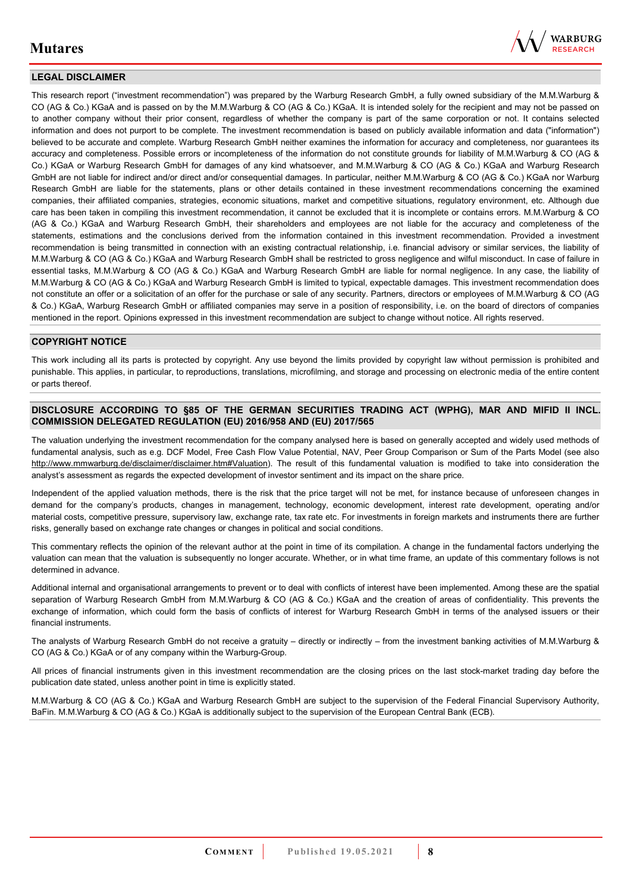## LEGAL DISCLAIMER

This research report ("investment recommendation") was prepared by the Warburg Research GmbH, a fully owned subsidiary of the M.M.Warburg & CO (AG & Co.) KGaA and is passed on by the M.M.Warburg & CO (AG & Co.) KGaA. It is intended solely for the recipient and may not be passed on to another company without their prior consent, regardless of whether the company is part of the same corporation or not. It contains selected information and does not purport to be complete. The investment recommendation is based on publicly available information and data ("information") believed to be accurate and complete. Warburg Research GmbH neither examines the information for accuracy and completeness, nor guarantees its accuracy and completeness. Possible errors or incompleteness of the information do not constitute grounds for liability of M.M.Warburg & CO (AG & Co.) KGaA or Warburg Research GmbH for damages of any kind whatsoever, and M.M.Warburg & CO (AG & Co.) KGaA and Warburg Research GmbH are not liable for indirect and/or direct and/or consequential damages. In particular, neither M.M.Warburg & CO (AG & Co.) KGaA nor Warburg Research GmbH are liable for the statements, plans or other details contained in these investment recommendations concerning the examined companies, their affiliated companies, strategies, economic situations, market and competitive situations, regulatory environment, etc. Although due care has been taken in compiling this investment recommendation, it cannot be excluded that it is incomplete or contains errors. M.M.Warburg & CO (AG & Co.) KGaA and Warburg Research GmbH, their shareholders and employees are not liable for the accuracy and completeness of the statements, estimations and the conclusions derived from the information contained in this investment recommendation. Provided a investment recommendation is being transmitted in connection with an existing contractual relationship, i.e. financial advisory or similar services, the liability of M.M.Warburg & CO (AG & Co.) KGaA and Warburg Research GmbH shall be restricted to gross negligence and wilful misconduct. In case of failure in essential tasks, M.M.Warburg & CO (AG & Co.) KGaA and Warburg Research GmbH are liable for normal negligence. In any case, the liability of M.M.Warburg & CO (AG & Co.) KGaA and Warburg Research GmbH is limited to typical, expectable damages. This investment recommendation does not constitute an offer or a solicitation of an offer for the purchase or sale of any security. Partners, directors or employees of M.M.Warburg & CO (AG & Co.) KGaA, Warburg Research GmbH or affiliated companies may serve in a position of responsibility, i.e. on the board of directors of companies mentioned in the report. Opinions expressed in this investment recommendation are subject to change without notice. All rights reserved.

## COPYRIGHT NOTICE

This work including all its parts is protected by copyright. Any use beyond the limits provided by copyright law without permission is prohibited and punishable. This applies, in particular, to reproductions, translations, microfilming, and storage and processing on electronic media of the entire content or parts thereof.

## DISCLOSURE ACCORDING TO §85 OF THE GERMAN SECURITIES TRADING ACT (WPHG), MAR AND MIFID II INCL. COMMISSION DELEGATED REGULATION (EU) 2016/958 AND (EU) 2017/565

The valuation underlying the investment recommendation for the company analysed here is based on generally accepted and widely used methods of fundamental analysis, such as e.g. DCF Model, Free Cash Flow Value Potential, NAV, Peer Group Comparison or Sum of the Parts Model (see also http://www.mmwarburg.de/disclaimer/disclaimer.htm#Valuation). The result of this fundamental valuation is modified to take into consideration the analyst's assessment as regards the expected development of investor sentiment and its impact on the share price.

Independent of the applied valuation methods, there is the risk that the price target will not be met, for instance because of unforeseen changes in demand for the company's products, changes in management, technology, economic development, interest rate development, operating and/or material costs, competitive pressure, supervisory law, exchange rate, tax rate etc. For investments in foreign markets and instruments there are further risks, generally based on exchange rate changes or changes in political and social conditions.

This commentary reflects the opinion of the relevant author at the point in time of its compilation. A change in the fundamental factors underlying the valuation can mean that the valuation is subsequently no longer accurate. Whether, or in what time frame, an update of this commentary follows is not determined in advance.

Additional internal and organisational arrangements to prevent or to deal with conflicts of interest have been implemented. Among these are the spatial separation of Warburg Research GmbH from M.M.Warburg & CO (AG & Co.) KGaA and the creation of areas of confidentiality. This prevents the exchange of information, which could form the basis of conflicts of interest for Warburg Research GmbH in terms of the analysed issuers or their financial instruments.

The analysts of Warburg Research GmbH do not receive a gratuity – directly or indirectly – from the investment banking activities of M.M.Warburg & CO (AG & Co.) KGaA or of any company within the Warburg-Group.

All prices of financial instruments given in this investment recommendation are the closing prices on the last stock-market trading day before the publication date stated, unless another point in time is explicitly stated.

M.M.Warburg & CO (AG & Co.) KGaA and Warburg Research GmbH are subject to the supervision of the Federal Financial Supervisory Authority, BaFin. M.M.Warburg & CO (AG & Co.) KGaA is additionally subject to the supervision of the European Central Bank (ECB).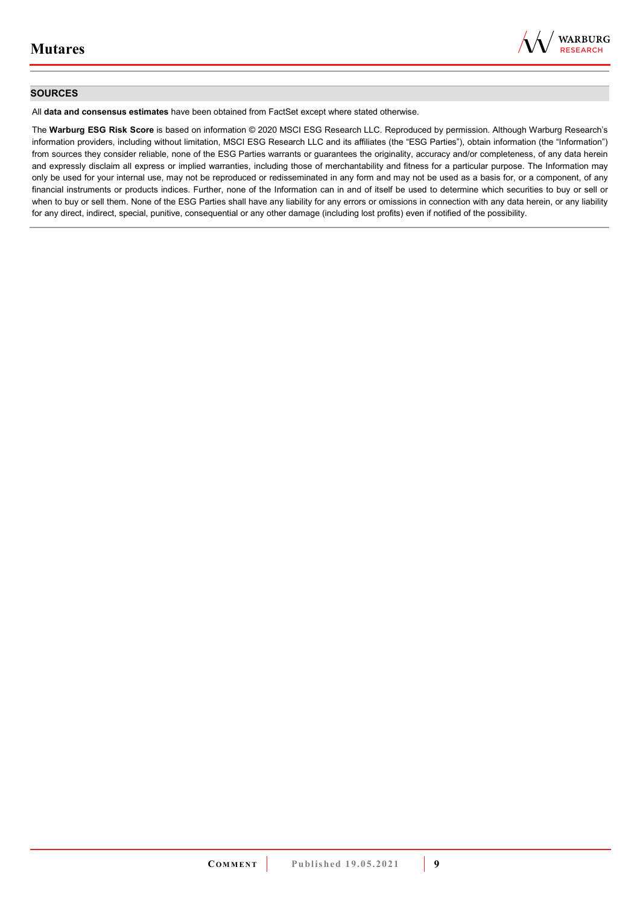## SOURCES

All **data and consensus estimates** have been obtained from FactSet except where stated otherwise.

The **Warburg ESG Risk Score** is based on information © 2020 MSCI ESG Research LLC. Reproduced by permission. Although Warburg Research's information providers, including without limitation, MSCI ESG Research LLC and its affiliates (the "ESG Parties"), obtain information (the "Information") from sources they consider reliable, none of the ESG Parties warrants or guarantees the originality, accuracy and/or completeness, of any data herein and expressly disclaim all express or implied warranties, including those of merchantability and fitness for a particular purpose. The Information may only be used for your internal use, may not be reproduced or redisseminated in any form and may not be used as a basis for, or a component, of any financial instruments or products indices. Further, none of the Information can in and of itself be used to determine which securities to buy or sell or when to buy or sell them. None of the ESG Parties shall have any liability for any errors or omissions in connection with any data herein, or any liability for any direct, indirect, special, punitive, consequential or any other damage (including lost profits) even if notified of the possibility.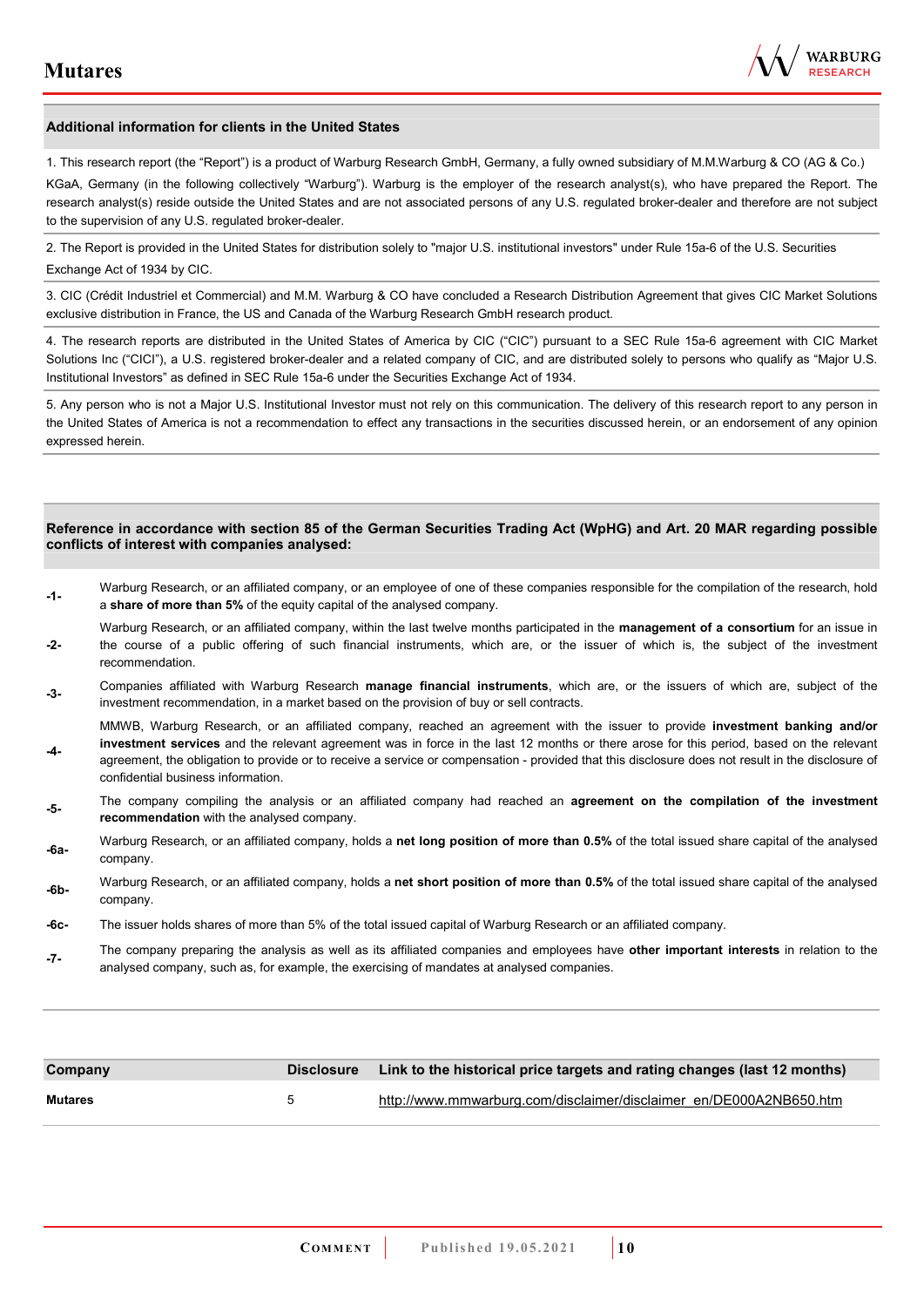## Additional information for clients in the United States

1. This research report (the "Report") is a product of Warburg Research GmbH, Germany, a fully owned subsidiary of M.M.Warburg & CO (AG & Co.) KGaA, Germany (in the following collectively "Warburg"). Warburg is the employer of the research analyst(s), who have prepared the Report. The research analyst(s) reside outside the United States and are not associated persons of any U.S. regulated broker-dealer and therefore are not subject to the supervision of any U.S. regulated broker-dealer.

2. The Report is provided in the United States for distribution solely to "major U.S. institutional investors" under Rule 15a-6 of the U.S. Securities Exchange Act of 1934 by CIC.

3. CIC (Crédit Industriel et Commercial) and M.M. Warburg & CO have concluded a Research Distribution Agreement that gives CIC Market Solutions exclusive distribution in France, the US and Canada of the Warburg Research GmbH research product.

4. The research reports are distributed in the United States of America by CIC ("CIC") pursuant to a SEC Rule 15a-6 agreement with CIC Market Solutions Inc ("CICI"), a U.S. registered broker-dealer and a related company of CIC, and are distributed solely to persons who qualify as "Major U.S. Institutional Investors" as defined in SEC Rule 15a-6 under the Securities Exchange Act of 1934.

5. Any person who is not a Major U.S. Institutional Investor must not rely on this communication. The delivery of this research report to any person in the United States of America is not a recommendation to effect any transactions in the securities discussed herein, or an endorsement of any opinion expressed herein.

## Reference in accordance with section 85 of the German Securities Trading Act (WpHG) and Art. 20 MAR regarding possible conflicts of interest with companies analysed:

**-1-** Warburg Research, or an affiliated company, or an employee of one of these companies responsible for the compilation of the research, hold a **share of more than 5%** of the equity capital of the analysed company.

**-2-** Warburg Research, or an affiliated company, within the last twelve months participated in the **management of a consortium** for an issue in the course of a public offering of such financial instruments, which are, or the issuer of which is, the subject of the investment recommendation.

**-3-** Companies affiliated with Warburg Research **manage financial instruments**, which are, or the issuers of which are, subject of the investment recommendation, in a market based on the provision of buy or sell contracts.

**-4-** MMWB, Warburg Research, or an affiliated company, reached an agreement with the issuer to provide **investment banking and/or investment services** and the relevant agreement was in force in the last 12 months or there arose for this period, based on the relevant agreement, the obligation to provide or to receive a service or compensation - provided that this disclosure does not result in the disclosure of confidential business information.

**-5-** The company compiling the analysis or an affiliated company had reached an **agreement on the compilation of the investment recommendation** with the analysed company.

**-6a-** Warburg Research, or an affiliated company, holds a **net long position of more than 0.5%** of the total issued share capital of the analysed company.

**-6b-** Warburg Research, or an affiliated company, holds a **net short position of more than 0.5%** of the total issued share capital of the analysed company.

**-6c-** The issuer holds shares of more than 5% of the total issued capital of Warburg Research or an affiliated company.

**-7-** The company preparing the analysis as well as its affiliated companies and employees have **other important interests** in relation to the analysed company, such as, for example, the exercising of mandates at analysed companies.

| Company | Disclosure | Link to the historical price targets and rating changes (last 12 months) |
|---|---|---|
| **Mutares** | 5 | http://www.mmwarburg.com/disclaimer/disclaimer_en/DE000A2NB650.htm |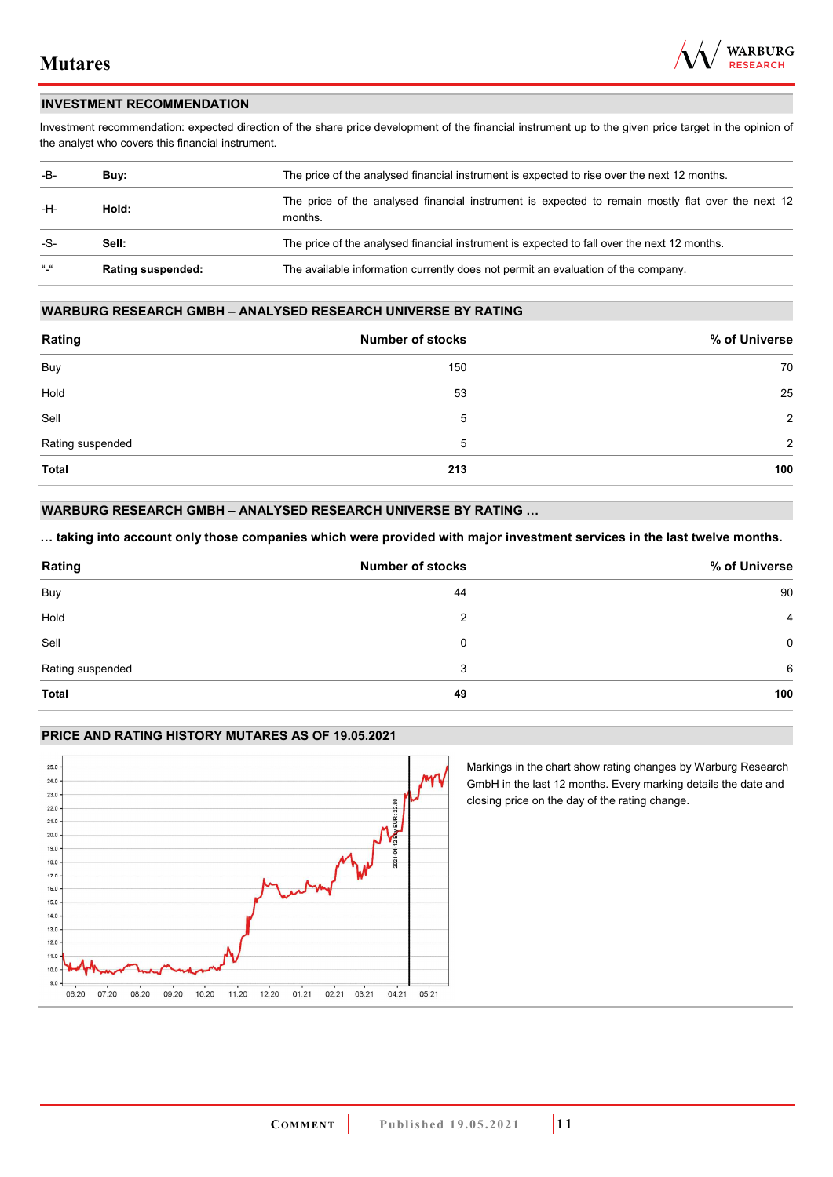## INVESTMENT RECOMMENDATION

Investment recommendation: expected direction of the share price development of the financial instrument up to the given price target in the opinion of the analyst who covers this financial instrument.

| | | |
|---|---|---|
| -B- | **Buy:** | The price of the analysed financial instrument is expected to rise over the next 12 months. |
| -H- | **Hold:** | The price of the analysed financial instrument is expected to remain mostly flat over the next 12 months. |
| -S- | **Sell:** | The price of the analysed financial instrument is expected to fall over the next 12 months. |
| "-" | **Rating suspended:** | The available information currently does not permit an evaluation of the company. |

## WARBURG RESEARCH GMBH – ANALYSED RESEARCH UNIVERSE BY RATING

| Rating | Number of stocks | % of Universe |
|---|---|---|
| Buy | 150 | 70 |
| Hold | 53 | 25 |
| Sell | 5 | 2 |
| Rating suspended | 5 | 2 |
| **Total** | **213** | **100** |

## WARBURG RESEARCH GMBH – ANALYSED RESEARCH UNIVERSE BY RATING …

**… taking into account only those companies which were provided with major investment services in the last twelve months.**

| Rating | Number of stocks | % of Universe |
|---|---|---|
| Buy | 44 | 90 |
| Hold | 2 | 4 |
| Sell | 0 | 0 |
| Rating suspended | 3 | 6 |
| **Total** | **49** | **100** |

## PRICE AND RATING HISTORY MUTARES AS OF 19.05.2021

Markings in the chart show rating changes by Warburg Research GmbH in the last 12 months. Every marking details the date and closing price on the day of the rating change.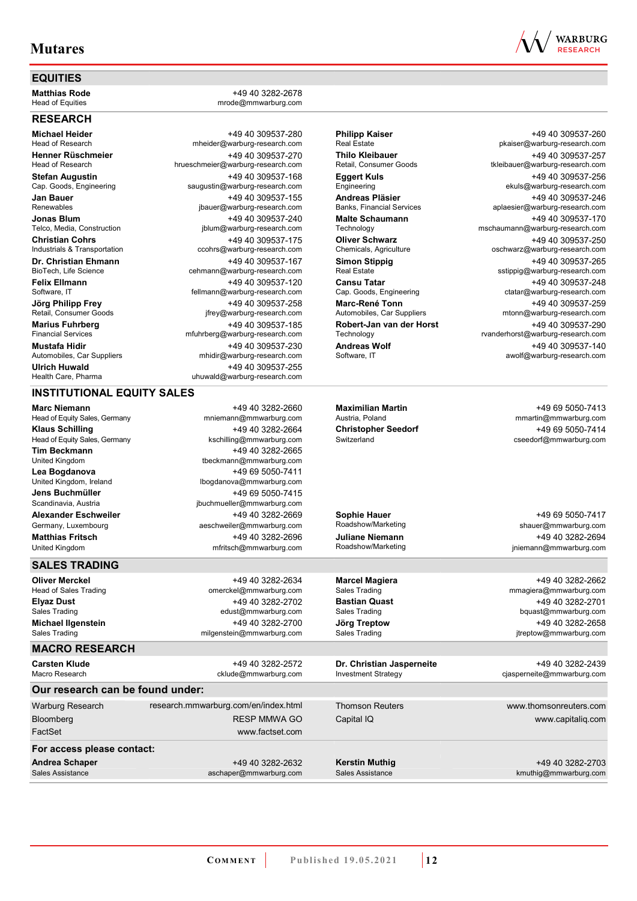## EQUITIES

**Matthias Rode** +49 40 3282-2678
Head of Equities mrode@mmwarburg.com

## RESEARCH

**Michael Heider** +49 40 309537-280
Head of Research mheider@warburg-research.com

**Henner Rüschmeier** +49 40 309537-270
Head of Research hrueschmeier@warburg-research.com

**Stefan Augustin** +49 40 309537-168
Cap. Goods, Engineering saugustin@warburg-research.com

**Jan Bauer** +49 40 309537-155
Renewables jbauer@warburg-research.com

**Jonas Blum** +49 40 309537-240
Telco, Media, Construction jblum@warburg-research.com

**Christian Cohrs** +49 40 309537-175
Industrials & Transportation ccohrs@warburg-research.com

**Dr. Christian Ehmann** +49 40 309537-167
BioTech, Life Science cehmann@warburg-research.com

**Felix Ellmann** +49 40 309537-120
Software, IT fellmann@warburg-research.com

**Jörg Philipp Frey** +49 40 309537-258
Retail, Consumer Goods jfrey@warburg-research.com

**Marius Fuhrberg** +49 40 309537-185
Financial Services mfuhrberg@warburg-research.com

**Mustafa Hidir** +49 40 309537-230
Automobiles, Car Suppliers mhidir@warburg-research.com

**Ulrich Huwald** +49 40 309537-255
Health Care, Pharma uhuwald@warburg-research.com

**Philipp Kaiser** +49 40 309537-260
Real Estate pkaiser@warburg-research.com

**Thilo Kleibauer** +49 40 309537-257
Retail, Consumer Goods tkleibauer@warburg-research.com

**Eggert Kuls** +49 40 309537-256
Engineering ekuls@warburg-research.com

**Andreas Pläsier** +49 40 309537-246
Banks, Financial Services aplaesier@warburg-research.com

**Malte Schaumann** +49 40 309537-170
Technology mschaumann@warburg-research.com

**Oliver Schwarz** +49 40 309537-250
Chemicals, Agriculture oschwarz@warburg-research.com

**Simon Stippig** +49 40 309537-265
Real Estate sstippig@warburg-research.com

**Cansu Tatar** +49 40 309537-248
Cap. Goods, Engineering ctatar@warburg-research.com

**Marc-René Tonn** +49 40 309537-259
Automobiles, Car Suppliers mtonn@warburg-research.com

**Robert-Jan van der Horst** +49 40 309537-290
Technology rvanderhorst@warburg-research.com

**Andreas Wolf** +49 40 309537-140
Software, IT awolf@warburg-research.com

## INSTITUTIONAL EQUITY SALES

**Marc Niemann** +49 40 3282-2660
Head of Equity Sales, Germany mniemann@mmwarburg.com

**Klaus Schilling** +49 40 3282-2664
Head of Equity Sales, Germany kschilling@mmwarburg.com

**Tim Beckmann** +49 40 3282-2665
United Kingdom tbeckmann@mmwarburg.com

**Lea Bogdanova** +49 69 5050-7411
United Kingdom, Ireland lbogdanova@mmwarburg.com

**Jens Buchmüller** +49 69 5050-7415
Scandinavia, Austria jbuchmueller@mmwarburg.com

**Alexander Eschweiler** +49 40 3282-2669
Germany, Luxembourg aeschweiler@mmwarburg.com

**Matthias Fritsch** +49 40 3282-2696
United Kingdom mfritsch@mmwarburg.com

**Maximilian Martin** +49 69 5050-7413
Austria, Poland mmartin@mmwarburg.com

**Christopher Seedorf** +49 69 5050-7414
Switzerland cseedorf@mmwarburg.com

**Sophie Hauer** +49 69 5050-7417
Roadshow/Marketing shauer@mmwarburg.com

**Juliane Niemann** +49 40 3282-2694
Roadshow/Marketing jniemann@mmwarburg.com

## SALES TRADING

**Oliver Merckel** +49 40 3282-2634
Head of Sales Trading omerckel@mmwarburg.com

**Elyaz Dust** +49 40 3282-2702
Sales Trading edust@mmwarburg.com

**Michael Ilgenstein** +49 40 3282-2700
Sales Trading milgenstein@mmwarburg.com

**Marcel Magiera** +49 40 3282-2662
Sales Trading mmagiera@mmwarburg.com

**Bastian Quast** +49 40 3282-2701
Sales Trading bquast@mmwarburg.com

**Jörg Treptow** +49 40 3282-2658
Sales Trading jtreptow@mmwarburg.com

## MACRO RESEARCH

**Carsten Klude** +49 40 3282-2572
Macro Research cklude@mmwarburg.com

**Dr. Christian Jasperneite** +49 40 3282-2439
Investment Strategy cjasperneite@mmwarburg.com

## Our research can be found under:

| | |
|---|---|
| Warburg Research | research.mmwarburg.com/en/index.html |
| Bloomberg | RESP MMWA GO |
| FactSet | www.factset.com |
| Thomson Reuters | www.thomsonreuters.com |
| Capital IQ | www.capitaliq.com |

## For access please contact:

**Andrea Schaper** +49 40 3282-2632
Sales Assistance aschaper@mmwarburg.com

**Kerstin Muthig** +49 40 3282-2703
Sales Assistance kmuthig@mmwarburg.com